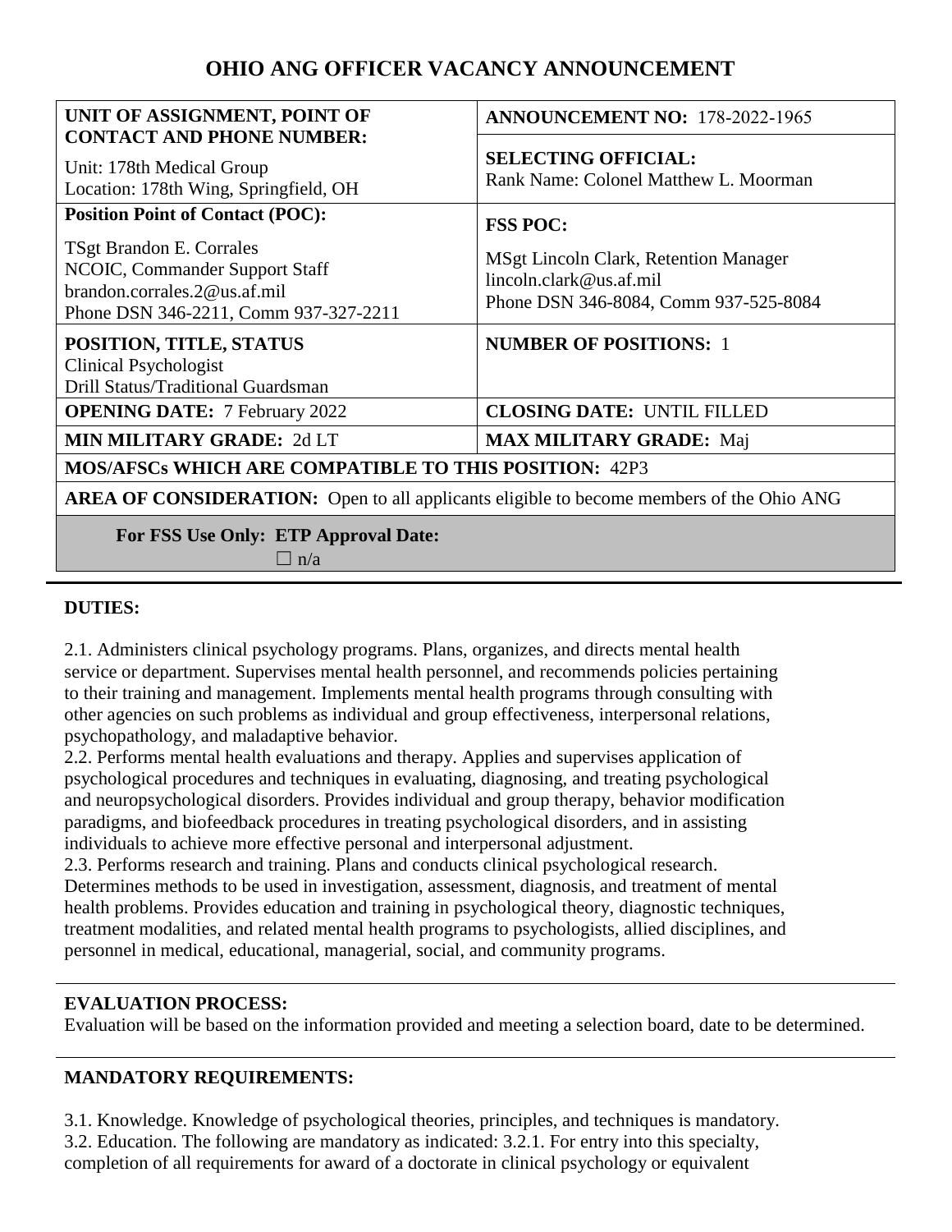# OHIO ANG OFFICER VACANCY ANNOUNCEMENT

| **UNIT OF ASSIGNMENT, POINT OF CONTACT AND PHONE NUMBER:**<br><br>Unit: 178th Medical Group<br>Location: 178th Wing, Springfield, OH | **ANNOUNCEMENT NO:** 178-2022-1965<br><br>**SELECTING OFFICIAL:**<br>Rank Name: Colonel Matthew L. Moorman |
|---|---|
| **Position Point of Contact (POC):**<br><br>TSgt Brandon E. Corrales<br>NCOIC, Commander Support Staff<br>brandon.corrales.2@us.af.mil<br>Phone DSN 346-2211, Comm 937-327-2211 | **FSS POC:**<br><br>MSgt Lincoln Clark, Retention Manager<br>lincoln.clark@us.af.mil<br>Phone DSN 346-8084, Comm 937-525-8084 |
| **POSITION, TITLE, STATUS**<br>Clinical Psychologist<br>Drill Status/Traditional Guardsman | **NUMBER OF POSITIONS:** 1 |
| **OPENING DATE:** 7 February 2022 | **CLOSING DATE:** UNTIL FILLED |
| **MIN MILITARY GRADE:** 2d LT | **MAX MILITARY GRADE:** Maj |
| **MOS/AFSCs WHICH ARE COMPATIBLE TO THIS POSITION:** 42P3 | |
| **AREA OF CONSIDERATION:** Open to all applicants eligible to become members of the Ohio ANG | |
| **For FSS Use Only: ETP Approval Date:**<br>☐ n/a | |

## DUTIES:

2.1. Administers clinical psychology programs. Plans, organizes, and directs mental health service or department. Supervises mental health personnel, and recommends policies pertaining to their training and management. Implements mental health programs through consulting with other agencies on such problems as individual and group effectiveness, interpersonal relations, psychopathology, and maladaptive behavior.
2.2. Performs mental health evaluations and therapy. Applies and supervises application of psychological procedures and techniques in evaluating, diagnosing, and treating psychological and neuropsychological disorders. Provides individual and group therapy, behavior modification paradigms, and biofeedback procedures in treating psychological disorders, and in assisting individuals to achieve more effective personal and interpersonal adjustment.
2.3. Performs research and training. Plans and conducts clinical psychological research. Determines methods to be used in investigation, assessment, diagnosis, and treatment of mental health problems. Provides education and training in psychological theory, diagnostic techniques, treatment modalities, and related mental health programs to psychologists, allied disciplines, and personnel in medical, educational, managerial, social, and community programs.

## EVALUATION PROCESS:

Evaluation will be based on the information provided and meeting a selection board, date to be determined.

## MANDATORY REQUIREMENTS:

3.1. Knowledge. Knowledge of psychological theories, principles, and techniques is mandatory.
3.2. Education. The following are mandatory as indicated: 3.2.1. For entry into this specialty, completion of all requirements for award of a doctorate in clinical psychology or equivalent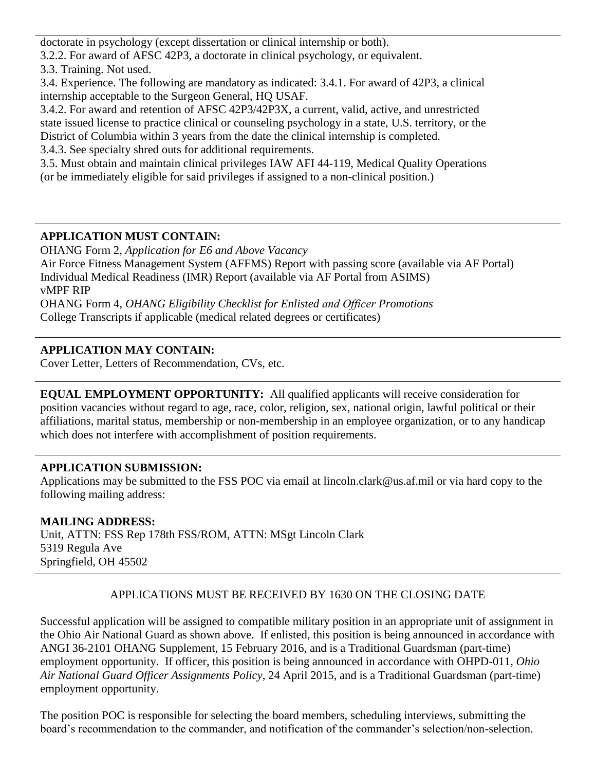doctorate in psychology (except dissertation or clinical internship or both).

3.2.2. For award of AFSC 42P3, a doctorate in clinical psychology, or equivalent.

3.3. Training. Not used.

3.4. Experience. The following are mandatory as indicated: 3.4.1. For award of 42P3, a clinical internship acceptable to the Surgeon General, HQ USAF.

3.4.2. For award and retention of AFSC 42P3/42P3X, a current, valid, active, and unrestricted state issued license to practice clinical or counseling psychology in a state, U.S. territory, or the District of Columbia within 3 years from the date the clinical internship is completed.

3.4.3. See specialty shred outs for additional requirements.

3.5. Must obtain and maintain clinical privileges IAW AFI 44-119, Medical Quality Operations (or be immediately eligible for said privileges if assigned to a non-clinical position.)

---

**APPLICATION MUST CONTAIN:**

OHANG Form 2, *Application for E6 and Above Vacancy*
Air Force Fitness Management System (AFFMS) Report with passing score (available via AF Portal)
Individual Medical Readiness (IMR) Report (available via AF Portal from ASIMS)
vMPF RIP
OHANG Form 4, *OHANG Eligibility Checklist for Enlisted and Officer Promotions*
College Transcripts if applicable (medical related degrees or certificates)

---

**APPLICATION MAY CONTAIN:**

Cover Letter, Letters of Recommendation, CVs, etc.

---

**EQUAL EMPLOYMENT OPPORTUNITY:** All qualified applicants will receive consideration for position vacancies without regard to age, race, color, religion, sex, national origin, lawful political or their affiliations, marital status, membership or non-membership in an employee organization, or to any handicap which does not interfere with accomplishment of position requirements.

---

**APPLICATION SUBMISSION:**

Applications may be submitted to the FSS POC via email at lincoln.clark@us.af.mil or via hard copy to the following mailing address:

**MAILING ADDRESS:**

Unit, ATTN: FSS Rep 178th FSS/ROM, ATTN: MSgt Lincoln Clark
5319 Regula Ave
Springfield, OH 45502

---

APPLICATIONS MUST BE RECEIVED BY 1630 ON THE CLOSING DATE

Successful application will be assigned to compatible military position in an appropriate unit of assignment in the Ohio Air National Guard as shown above. If enlisted, this position is being announced in accordance with ANGI 36-2101 OHANG Supplement, 15 February 2016, and is a Traditional Guardsman (part-time) employment opportunity. If officer, this position is being announced in accordance with OHPD-011, *Ohio Air National Guard Officer Assignments Policy*, 24 April 2015, and is a Traditional Guardsman (part-time) employment opportunity.

The position POC is responsible for selecting the board members, scheduling interviews, submitting the board's recommendation to the commander, and notification of the commander's selection/non-selection.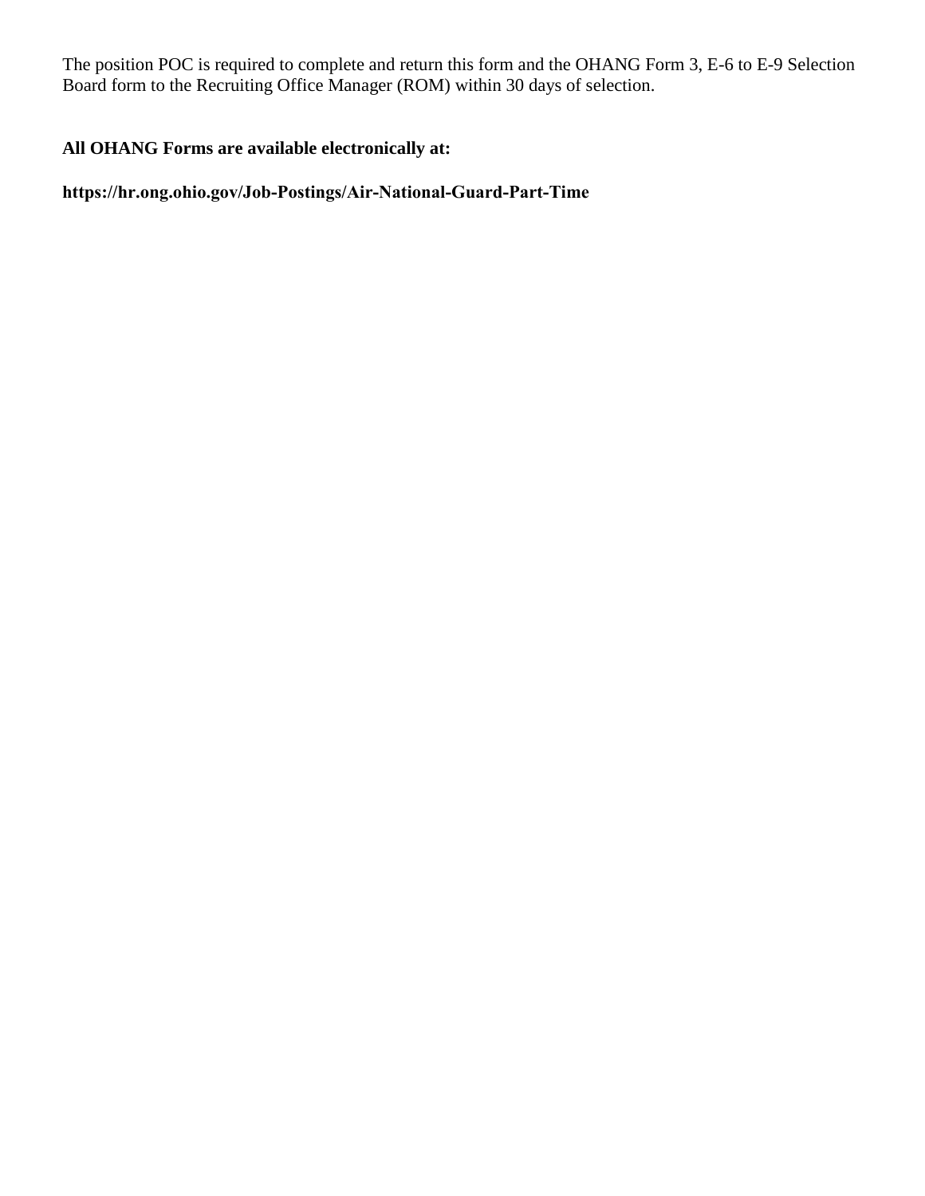The position POC is required to complete and return this form and the OHANG Form 3, E-6 to E-9 Selection Board form to the Recruiting Office Manager (ROM) within 30 days of selection.

**All OHANG Forms are available electronically at:**

**https://hr.ong.ohio.gov/Job-Postings/Air-National-Guard-Part-Time**